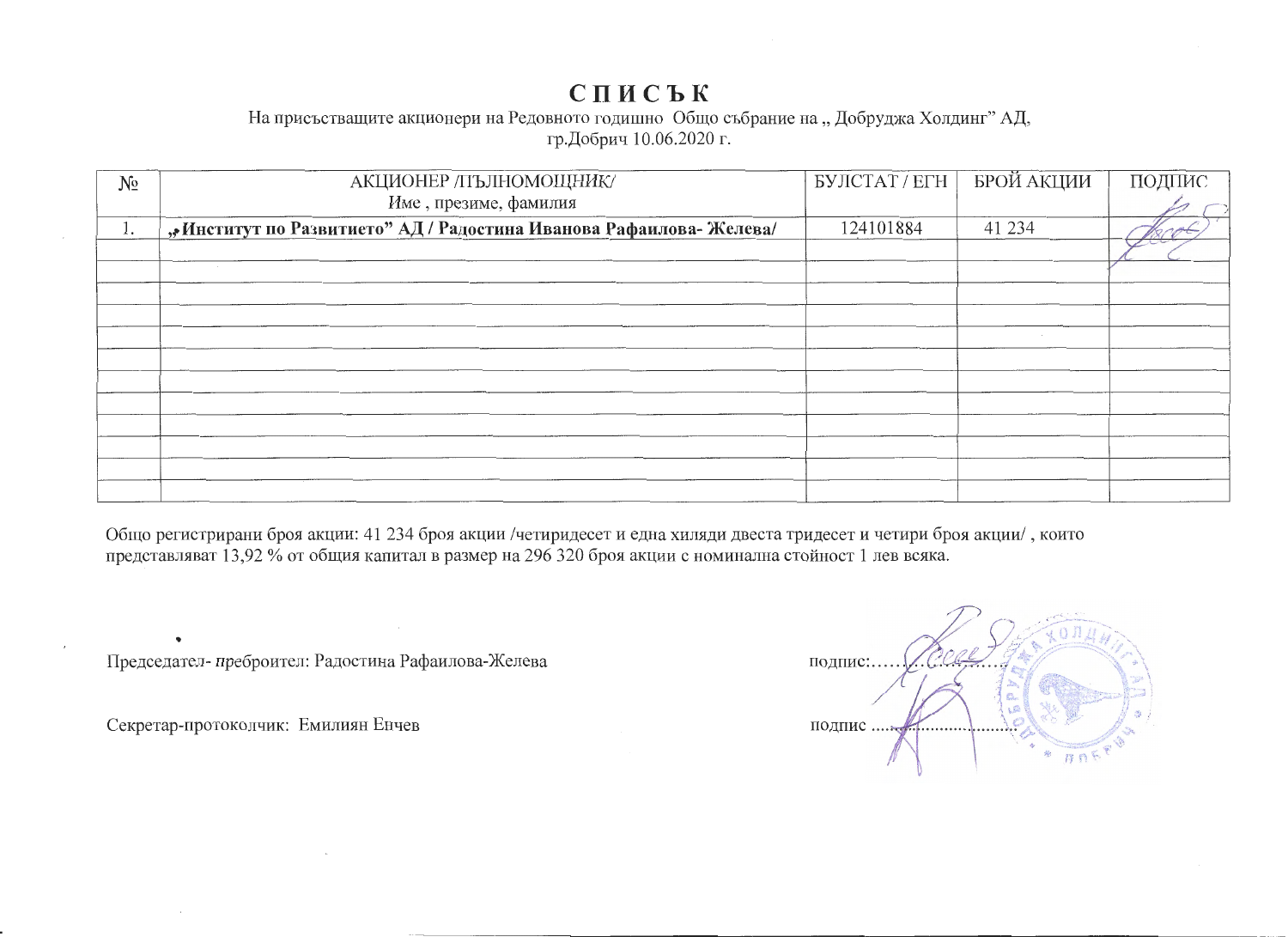# СПИСЪК

На присъстващите акционери на Редовното годишно Общо събрание на „ Добруджа Холдинг" АД, гр.Добрич 10.06.2020 г.

| № | АКЦИОНЕР /ПЪЛНОМОЩНИК/ Име , презиме, фамилия | БУЛСТАТ / ЕГН | БРОЙ АКЦИИ | ПОДПИС |
|---|---|---|---|---|
| 1. | **„Институт по Развитието" АД / Радостина Иванова Рафаилова- Желева/** | 124101884 | 41 234 | |
| | | | | |
| | | | | |
| | | | | |
| | | | | |
| | | | | |
| | | | | |
| | | | | |
| | | | | |
| | | | | |
| | | | | |
| | | | | |
| | | | | |

Общо регистрирани броя акции: 41 234 броя акции /четиридесет и една хиляди двеста тридесет и четири броя акции/ , които представляват 13,92 % от общия капитал в размер на 296 320 броя акции с номинална стойност 1 лев всяка.

Председател- преброител: Радостина Рафаилова-Желева подпис:..........................

Секретар-протоколчик: Емилиян Енчев подпис ..........................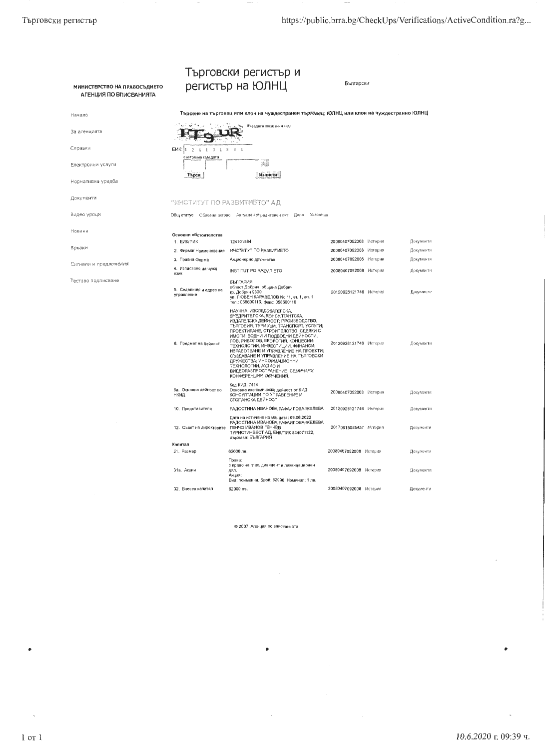МИНИСТЕРСТВО НА ПРАВОСЪДИЕТО
АГЕНЦИЯ ПО ВПИСВАНИЯТА

# Търговски регистър и регистър на ЮЛНЦ

Български

- Начало
- За агенцията
- Справки
- Електронни услуги
- Нормативна уредба
- Документи
- Видео уроци
- Новини
- Връзки
- Сигнали и предложения
- Тестово подписване

**Търсене на търговец или клон на чуждестранен търговец; ЮЛНЦ или клон на чуждестранно ЮЛНЦ**

Въведете показания код:

ЕИК: 124101884

Състояние към дата

Търси | Изчисти

## "ИНСТИТУТ ПО РАЗВИТИЕТО" АД

Общ статус | Обявени актове | Актуален учредителен акт | Дело | Указания

**Основни обстоятелства**

| | | | | |
|---|---|---|---|---|
| 1. ЕИК/ПИК | 124101884 | 20080407092008 | История | Документи |
| 2. Фирма/ Наименование | ИНСТИТУТ ПО РАЗВИТИЕТО | 20080407092008 | История | Документи |
| 3. Правна Форма | Акционерно дружество | 20080407092008 | История | Документи |
| 4. Изписване на чужд език | INSTITUT PO RAZVITIETO | 20080407092008 | История | Документи |
| 5. Седалище и адрес на управление | БЪЛГАРИЯ<br>област Добрич, община Добрич<br>гр. Добрич 9300<br>ул. ЛЮБЕН КАРАВЕЛОВ No 11, ет. 1, ап. 1<br>тел.: 058600116, факс: 058600116 | 20120928121746 | История | Документи |
| 6. Предмет на дейност | НАУЧНА, ИЗСЛЕДОВАТЕЛСКА, ВНЕДРИТЕЛСКА, КОНСУЛТАНТСКА, ИЗДАТЕЛСКА ДЕЙНОСТ; ПРОИЗВОДСТВО, ТЪРГОВИЯ, ТУРИЗЪМ, ТРАНСПОРТ, УСЛУГИ; ПРОЕКТИРАНЕ, СТРОИТЕЛСТВО, СДЕЛКИ С ИМОТИ; ВОДНИ И ПОДВОДНИ ДЕЙНОСТИ, ЛОВ, РИБОЛОВ, ЕКОЛОГИЯ, КОНЦЕСИИ; ТЕХНОЛОГИИ, ИНВЕСТИЦИИ, ФИНАНСИ; ИЗРАБОТВАНЕ И УПРАВЛЕНИЕ НА ПРОЕКТИ; СЪЗДАВАНЕ И УПРАВЛЕНИЕ НА ТЪРГОВСКИ ДРУЖЕСТВА; ИНФОРМАЦИОННИ ТЕХНОЛОГИИ, АУДИО И ВИДЕОРАЗПРОСТРАНЕНИЕ; СЕМИНАРИ, КОНФЕРЕНЦИИ, ОБУЧЕНИЯ. | 20120928121746 | История | Документи |
| 6а. Основна дейност по НКИД | Код КИД: 7414<br>Основна икономическа дейност от КИД: КОНСУЛТАЦИИ ПО УПРАВЛЕНИЕ И СТОПАНСКА ДЕЙНОСТ | 20080407092008 | История | Документи |
| 10. Представители | РАДОСТИНА ИВАНОВА РАФАИЛОВА-ЖЕЛЕВА | 20120928121746 | История | Документи |
| 12. Съвет на директорите | Дата на изтичане на мандата: 09.06.2022<br>РАДОСТИНА ИВАНОВА РАФАИЛОВА-ЖЕЛЕВА<br>ГЕНЧО ИВАНОВ ГЕНЧЕВ<br>ТУРИСТИНВЕСТ АД, ЕИК/ПИК 834071122, държава: БЪЛГАРИЯ | 20170615085457 | История | Документи |

**Капитал**

| | | | | |
|---|---|---|---|---|
| 31. Размер | 62000 лв. | 20080407092008 | История | Документи |
| 31а. Акции | Права:<br>с право на глас, дивидент и ликвидационен дял.<br>Акции:<br>Вид: поименни, Брой: 62000, Номинал: 1 лв. | 20080407092008 | История | Документи |
| 32. Внесен капитал | 62000 лв. | 20080407092008 | История | Документи |

© 2007, Агенция по вписванията